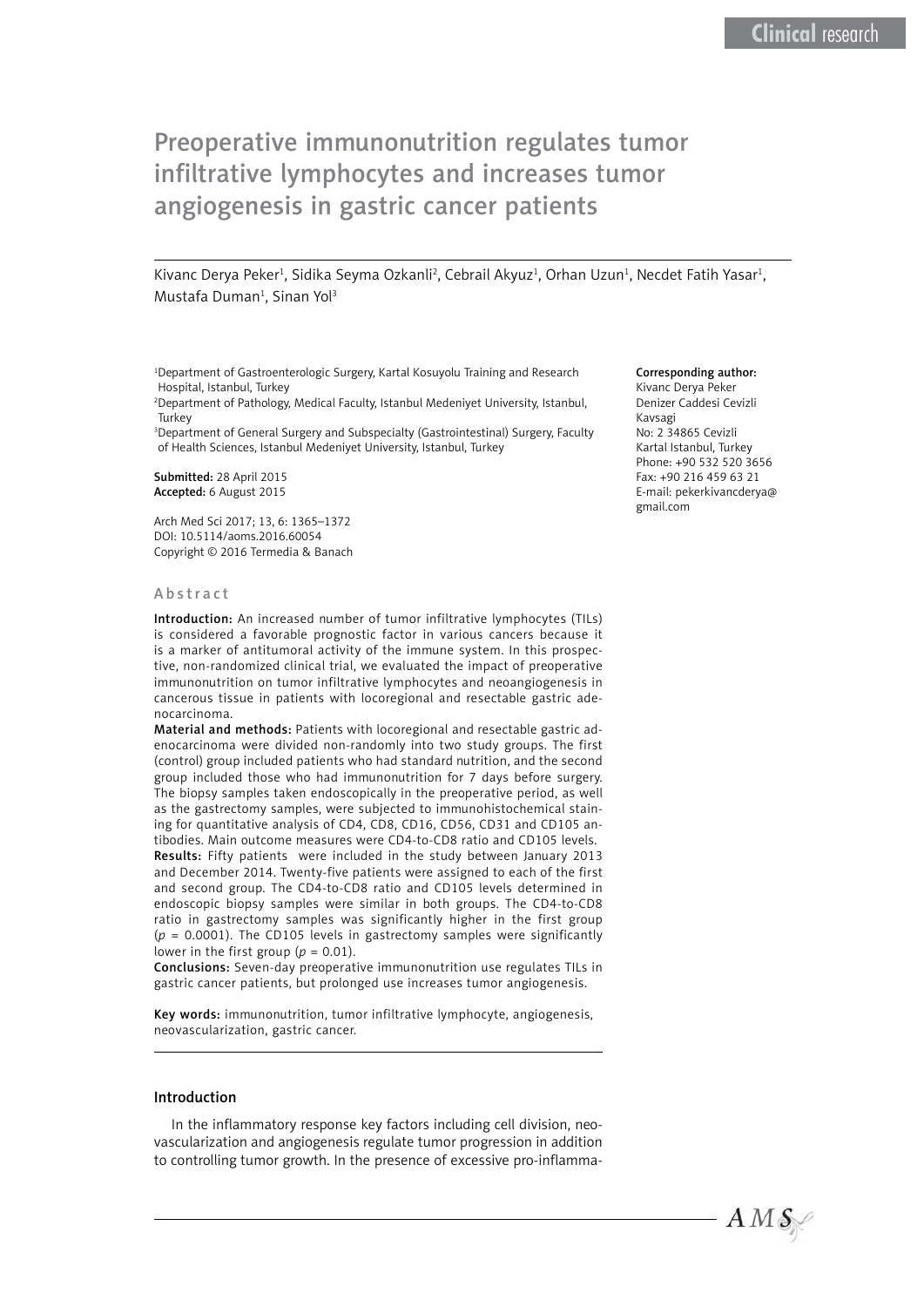Clinical research

# Preoperative immunonutrition regulates tumor infiltrative lymphocytes and increases tumor angiogenesis in gastric cancer patients

Kivanc Derya Peker[1], Sidika Seyma Ozkanli[2], Cebrail Akyuz[1], Orhan Uzun[1], Necdet Fatih Yasar[1], Mustafa Duman[1], Sinan Yol[3]

[1]Department of Gastroenterologic Surgery, Kartal Kosuyolu Training and Research Hospital, Istanbul, Turkey
[2]Department of Pathology, Medical Faculty, Istanbul Medeniyet University, Istanbul, Turkey
[3]Department of General Surgery and Subspecialty (Gastrointestinal) Surgery, Faculty of Health Sciences, Istanbul Medeniyet University, Istanbul, Turkey

**Submitted:** 28 April 2015
**Accepted:** 6 August 2015

Arch Med Sci 2017; 13, 6: 1365–1372
DOI: 10.5114/aoms.2016.60054
Copyright © 2016 Termedia & Banach

**Corresponding author:**
Kivanc Derya Peker
Denizer Caddesi Cevizli Kavsagi
No: 2 34865 Cevizli
Kartal Istanbul, Turkey
Phone: +90 532 520 3656
Fax: +90 216 459 63 21
E-mail: pekerkivancderya@gmail.com

## Abstract

**Introduction:** An increased number of tumor infiltrative lymphocytes (TILs) is considered a favorable prognostic factor in various cancers because it is a marker of antitumoral activity of the immune system. In this prospective, non-randomized clinical trial, we evaluated the impact of preoperative immunonutrition on tumor infiltrative lymphocytes and neoangiogenesis in cancerous tissue in patients with locoregional and resectable gastric adenocarcinoma.

**Material and methods:** Patients with locoregional and resectable gastric adenocarcinoma were divided non-randomly into two study groups. The first (control) group included patients who had standard nutrition, and the second group included those who had immunonutrition for 7 days before surgery. The biopsy samples taken endoscopically in the preoperative period, as well as the gastrectomy samples, were subjected to immunohistochemical staining for quantitative analysis of CD4, CD8, CD16, CD56, CD31 and CD105 antibodies. Main outcome measures were CD4-to-CD8 ratio and CD105 levels.

**Results:** Fifty patients were included in the study between January 2013 and December 2014. Twenty-five patients were assigned to each of the first and second group. The CD4-to-CD8 ratio and CD105 levels determined in endoscopic biopsy samples were similar in both groups. The CD4-to-CD8 ratio in gastrectomy samples was significantly higher in the first group ($p = 0.0001$). The CD105 levels in gastrectomy samples were significantly lower in the first group ($p = 0.01$).

**Conclusions:** Seven-day preoperative immunonutrition use regulates TILs in gastric cancer patients, but prolonged use increases tumor angiogenesis.

**Key words:** immunonutrition, tumor infiltrative lymphocyte, angiogenesis, neovascularization, gastric cancer.

## Introduction

In the inflammatory response key factors including cell division, neovascularization and angiogenesis regulate tumor progression in addition to controlling tumor growth. In the presence of excessive pro-inflamma-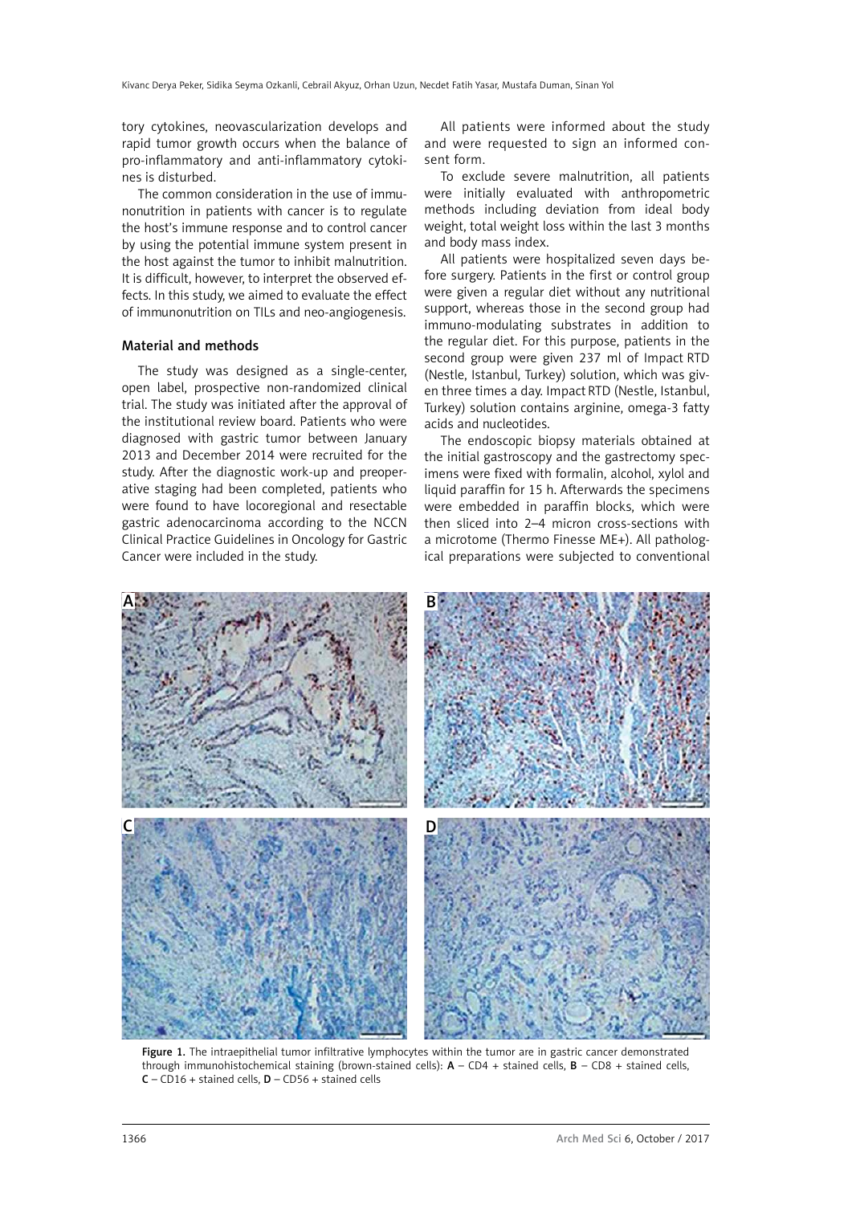tory cytokines, neovascularization develops and rapid tumor growth occurs when the balance of pro-inflammatory and anti-inflammatory cytokines is disturbed.

The common consideration in the use of immunonutrition in patients with cancer is to regulate the host's immune response and to control cancer by using the potential immune system present in the host against the tumor to inhibit malnutrition. It is difficult, however, to interpret the observed effects. In this study, we aimed to evaluate the effect of immunonutrition on TILs and neo-angiogenesis.

## Material and methods

The study was designed as a single-center, open label, prospective non-randomized clinical trial. The study was initiated after the approval of the institutional review board. Patients who were diagnosed with gastric tumor between January 2013 and December 2014 were recruited for the study. After the diagnostic work-up and preoperative staging had been completed, patients who were found to have locoregional and resectable gastric adenocarcinoma according to the NCCN Clinical Practice Guidelines in Oncology for Gastric Cancer were included in the study.

All patients were informed about the study and were requested to sign an informed consent form.

To exclude severe malnutrition, all patients were initially evaluated with anthropometric methods including deviation from ideal body weight, total weight loss within the last 3 months and body mass index.

All patients were hospitalized seven days before surgery. Patients in the first or control group were given a regular diet without any nutritional support, whereas those in the second group had immuno-modulating substrates in addition to the regular diet. For this purpose, patients in the second group were given 237 ml of Impact RTD (Nestle, Istanbul, Turkey) solution, which was given three times a day. Impact RTD (Nestle, Istanbul, Turkey) solution contains arginine, omega-3 fatty acids and nucleotides.

The endoscopic biopsy materials obtained at the initial gastroscopy and the gastrectomy specimens were fixed with formalin, alcohol, xylol and liquid paraffin for 15 h. Afterwards the specimens were embedded in paraffin blocks, which were then sliced into 2–4 micron cross-sections with a microtome (Thermo Finesse ME+). All pathological preparations were subjected to conventional

**Figure 1.** The intraepithelial tumor infiltrative lymphocytes within the tumor are in gastric cancer demonstrated through immunohistochemical staining (brown-stained cells): **A** – CD4 + stained cells, **B** – CD8 + stained cells, **C** – CD16 + stained cells, **D** – CD56 + stained cells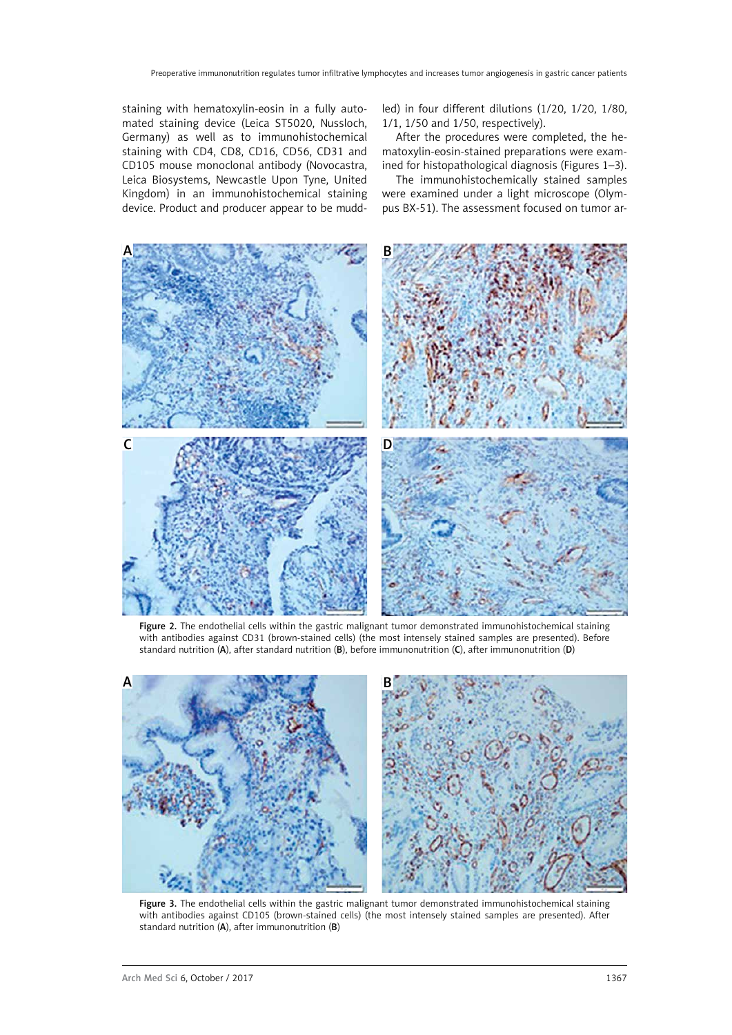staining with hematoxylin-eosin in a fully automated staining device (Leica ST5020, Nussloch, Germany) as well as to immunohistochemical staining with CD4, CD8, CD16, CD56, CD31 and CD105 mouse monoclonal antibody (Novocastra, Leica Biosystems, Newcastle Upon Tyne, United Kingdom) in an immunohistochemical staining device. Product and producer appear to be muddled) in four different dilutions (1/20, 1/20, 1/80, 1/1, 1/50 and 1/50, respectively).

After the procedures were completed, the hematoxylin-eosin-stained preparations were examined for histopathological diagnosis (Figures 1–3).

The immunohistochemically stained samples were examined under a light microscope (Olympus BX-51). The assessment focused on tumor ar-

**Figure 2.** The endothelial cells within the gastric malignant tumor demonstrated immunohistochemical staining with antibodies against CD31 (brown-stained cells) (the most intensely stained samples are presented). Before standard nutrition (**A**), after standard nutrition (**B**), before immunonutrition (**C**), after immunonutrition (**D**)

**Figure 3.** The endothelial cells within the gastric malignant tumor demonstrated immunohistochemical staining with antibodies against CD105 (brown-stained cells) (the most intensely stained samples are presented). After standard nutrition (**A**), after immunonutrition (**B**)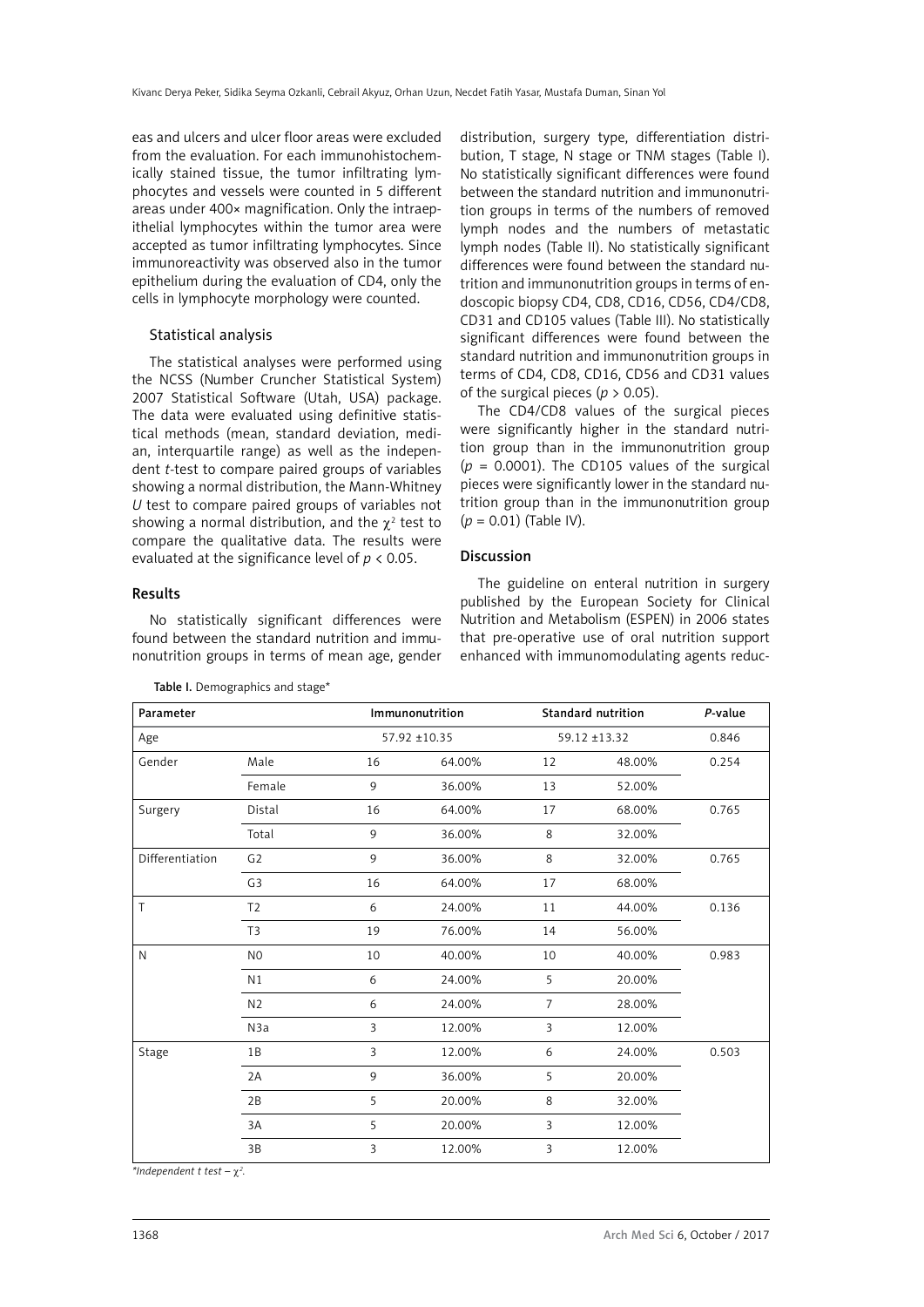eas and ulcers and ulcer floor areas were excluded from the evaluation. For each immunohistochemically stained tissue, the tumor infiltrating lymphocytes and vessels were counted in 5 different areas under 400× magnification. Only the intraepithelial lymphocytes within the tumor area were accepted as tumor infiltrating lymphocytes. Since immunoreactivity was observed also in the tumor epithelium during the evaluation of CD4, only the cells in lymphocyte morphology were counted.

### Statistical analysis

The statistical analyses were performed using the NCSS (Number Cruncher Statistical System) 2007 Statistical Software (Utah, USA) package. The data were evaluated using definitive statistical methods (mean, standard deviation, median, interquartile range) as well as the independent *t*-test to compare paired groups of variables showing a normal distribution, the Mann-Whitney *U* test to compare paired groups of variables not showing a normal distribution, and the $\chi^2$ test to compare the qualitative data. The results were evaluated at the significance level of $p < 0.05$.

## Results

No statistically significant differences were found between the standard nutrition and immunonutrition groups in terms of mean age, gender distribution, surgery type, differentiation distribution, T stage, N stage or TNM stages (Table I). No statistically significant differences were found between the standard nutrition and immunonutrition groups in terms of the numbers of removed lymph nodes and the numbers of metastatic lymph nodes (Table II). No statistically significant differences were found between the standard nutrition and immunonutrition groups in terms of endoscopic biopsy CD4, CD8, CD16, CD56, CD4/CD8, CD31 and CD105 values (Table III). No statistically significant differences were found between the standard nutrition and immunonutrition groups in terms of CD4, CD8, CD16, CD56 and CD31 values of the surgical pieces ($p > 0.05$).

The CD4/CD8 values of the surgical pieces were significantly higher in the standard nutrition group than in the immunonutrition group ($p = 0.0001$). The CD105 values of the surgical pieces were significantly lower in the standard nutrition group than in the immunonutrition group ($p = 0.01$) (Table IV).

## Discussion

The guideline on enteral nutrition in surgery published by the European Society for Clinical Nutrition and Metabolism (ESPEN) in 2006 states that pre-operative use of oral nutrition support enhanced with immunomodulating agents reduc-

**Table I.** Demographics and stage*

| Parameter | | Immunonutrition | | Standard nutrition | | *P*-value |
|---|---|---|---|---|---|---|
| Age | | 57.92 ±10.35 | | 59.12 ±13.32 | | 0.846 |
| Gender | Male | 16 | 64.00% | 12 | 48.00% | 0.254 |
| | Female | 9 | 36.00% | 13 | 52.00% | |
| Surgery | Distal | 16 | 64.00% | 17 | 68.00% | 0.765 |
| | Total | 9 | 36.00% | 8 | 32.00% | |
| Differentiation | G2 | 9 | 36.00% | 8 | 32.00% | 0.765 |
| | G3 | 16 | 64.00% | 17 | 68.00% | |
| T | T2 | 6 | 24.00% | 11 | 44.00% | 0.136 |
| | T3 | 19 | 76.00% | 14 | 56.00% | |
| N | N0 | 10 | 40.00% | 10 | 40.00% | 0.983 |
| | N1 | 6 | 24.00% | 5 | 20.00% | |
| | N2 | 6 | 24.00% | 7 | 28.00% | |
| | N3a | 3 | 12.00% | 3 | 12.00% | |
| Stage | 1B | 3 | 12.00% | 6 | 24.00% | 0.503 |
| | 2A | 9 | 36.00% | 5 | 20.00% | |
| | 2B | 5 | 20.00% | 8 | 32.00% | |
| | 3A | 5 | 20.00% | 3 | 12.00% | |
| | 3B | 3 | 12.00% | 3 | 12.00% | |

*\*Independent t test –* $\chi^2$.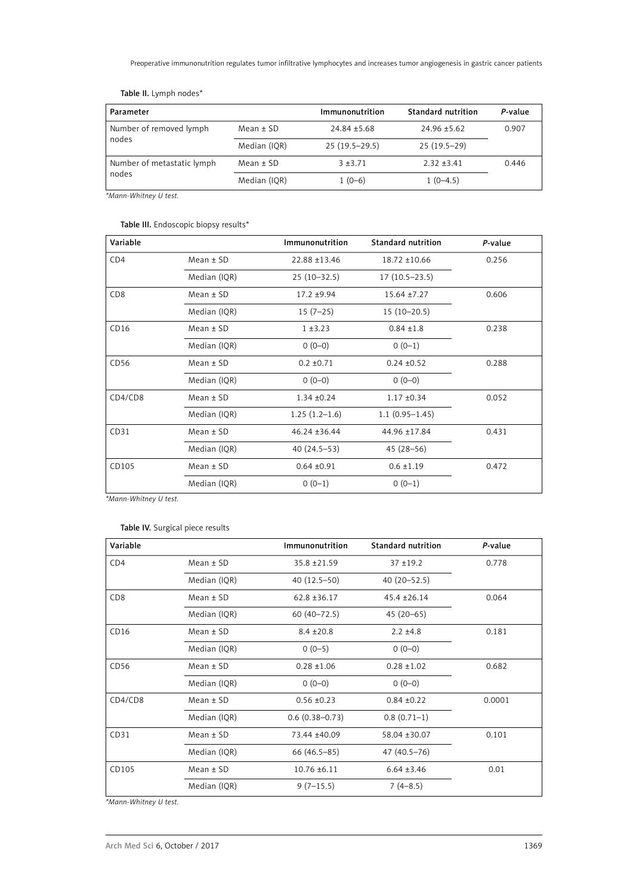**Table II.** Lymph nodes*

| Parameter | | Immunonutrition | Standard nutrition | *P*-value |
|---|---|---|---|---|
| Number of removed lymph nodes | Mean ± SD | 24.84 ±5.68 | 24.96 ±5.62 | 0.907 |
| | Median (IQR) | 25 (19.5–29.5) | 25 (19.5–29) | |
| Number of metastatic lymph nodes | Mean ± SD | 3 ±3.71 | 2.32 ±3.41 | 0.446 |
| | Median (IQR) | 1 (0–6) | 1 (0–4.5) | |

*\*Mann-Whitney U test.*

**Table III.** Endoscopic biopsy results*

| Variable | | Immunonutrition | Standard nutrition | *P*-value |
|---|---|---|---|---|
| CD4 | Mean ± SD | 22.88 ±13.46 | 18.72 ±10.66 | 0.256 |
| | Median (IQR) | 25 (10–32.5) | 17 (10.5–23.5) | |
| CD8 | Mean ± SD | 17.2 ±9.94 | 15.64 ±7.27 | 0.606 |
| | Median (IQR) | 15 (7–25) | 15 (10–20.5) | |
| CD16 | Mean ± SD | 1 ±3.23 | 0.84 ±1.8 | 0.238 |
| | Median (IQR) | 0 (0–0) | 0 (0–1) | |
| CD56 | Mean ± SD | 0.2 ±0.71 | 0.24 ±0.52 | 0.288 |
| | Median (IQR) | 0 (0–0) | 0 (0–0) | |
| CD4/CD8 | Mean ± SD | 1.34 ±0.24 | 1.17 ±0.34 | 0.052 |
| | Median (IQR) | 1.25 (1.2–1.6) | 1.1 (0.95–1.45) | |
| CD31 | Mean ± SD | 46.24 ±36.44 | 44.96 ±17.84 | 0.431 |
| | Median (IQR) | 40 (24.5–53) | 45 (28–56) | |
| CD105 | Mean ± SD | 0.64 ±0.91 | 0.6 ±1.19 | 0.472 |
| | Median (IQR) | 0 (0–1) | 0 (0–1) | |

*\*Mann-Whitney U test.*

**Table IV.** Surgical piece results

| Variable | | Immunonutrition | Standard nutrition | *P*-value |
|---|---|---|---|---|
| CD4 | Mean ± SD | 35.8 ±21.59 | 37 ±19.2 | 0.778 |
| | Median (IQR) | 40 (12.5–50) | 40 (20–52.5) | |
| CD8 | Mean ± SD | 62.8 ±36.17 | 45.4 ±26.14 | 0.064 |
| | Median (IQR) | 60 (40–72.5) | 45 (20–65) | |
| CD16 | Mean ± SD | 8.4 ±20.8 | 2.2 ±4.8 | 0.181 |
| | Median (IQR) | 0 (0–5) | 0 (0–0) | |
| CD56 | Mean ± SD | 0.28 ±1.06 | 0.28 ±1.02 | 0.682 |
| | Median (IQR) | 0 (0–0) | 0 (0–0) | |
| CD4/CD8 | Mean ± SD | 0.56 ±0.23 | 0.84 ±0.22 | 0.0001 |
| | Median (IQR) | 0.6 (0.38–0.73) | 0.8 (0.71–1) | |
| CD31 | Mean ± SD | 73.44 ±40.09 | 58.04 ±30.07 | 0.101 |
| | Median (IQR) | 66 (46.5–85) | 47 (40.5–76) | |
| CD105 | Mean ± SD | 10.76 ±6.11 | 6.64 ±3.46 | 0.01 |
| | Median (IQR) | 9 (7–15.5) | 7 (4–8.5) | |

*\*Mann-Whitney U test.*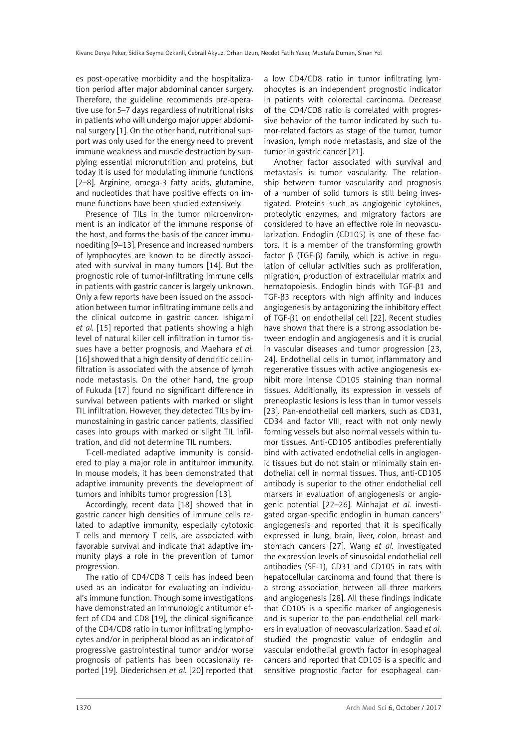es post-operative morbidity and the hospitalization period after major abdominal cancer surgery. Therefore, the guideline recommends pre-operative use for 5–7 days regardless of nutritional risks in patients who will undergo major upper abdominal surgery [1]. On the other hand, nutritional support was only used for the energy need to prevent immune weakness and muscle destruction by supplying essential micronutrition and proteins, but today it is used for modulating immune functions [2–8]. Arginine, omega-3 fatty acids, glutamine, and nucleotides that have positive effects on immune functions have been studied extensively.

Presence of TILs in the tumor microenvironment is an indicator of the immune response of the host, and forms the basis of the cancer immunoediting [9–13]. Presence and increased numbers of lymphocytes are known to be directly associated with survival in many tumors [14]. But the prognostic role of tumor-infiltrating immune cells in patients with gastric cancer is largely unknown. Only a few reports have been issued on the association between tumor infiltrating immune cells and the clinical outcome in gastric cancer. Ishigami *et al.* [15] reported that patients showing a high level of natural killer cell infiltration in tumor tissues have a better prognosis, and Maehara *et al.* [16] showed that a high density of dendritic cell infiltration is associated with the absence of lymph node metastasis. On the other hand, the group of Fukuda [17] found no significant difference in survival between patients with marked or slight TIL infiltration. However, they detected TILs by immunostaining in gastric cancer patients, classified cases into groups with marked or slight TIL infiltration, and did not determine TIL numbers.

T-cell-mediated adaptive immunity is considered to play a major role in antitumor immunity. In mouse models, it has been demonstrated that adaptive immunity prevents the development of tumors and inhibits tumor progression [13].

Accordingly, recent data [18] showed that in gastric cancer high densities of immune cells related to adaptive immunity, especially cytotoxic T cells and memory T cells, are associated with favorable survival and indicate that adaptive immunity plays a role in the prevention of tumor progression.

The ratio of CD4/CD8 T cells has indeed been used as an indicator for evaluating an individual's immune function. Though some investigations have demonstrated an immunologic antitumor effect of CD4 and CD8 [19], the clinical significance of the CD4/CD8 ratio in tumor infiltrating lymphocytes and/or in peripheral blood as an indicator of progressive gastrointestinal tumor and/or worse prognosis of patients has been occasionally reported [19]. Diederichsen *et al.* [20] reported that a low CD4/CD8 ratio in tumor infiltrating lymphocytes is an independent prognostic indicator in patients with colorectal carcinoma. Decrease of the CD4/CD8 ratio is correlated with progressive behavior of the tumor indicated by such tumor-related factors as stage of the tumor, tumor invasion, lymph node metastasis, and size of the tumor in gastric cancer [21].

Another factor associated with survival and metastasis is tumor vascularity. The relationship between tumor vascularity and prognosis of a number of solid tumors is still being investigated. Proteins such as angiogenic cytokines, proteolytic enzymes, and migratory factors are considered to have an effective role in neovascularization. Endoglin (CD105) is one of these factors. It is a member of the transforming growth factor $\beta$ (TGF-$\beta$) family, which is active in regulation of cellular activities such as proliferation, migration, production of extracellular matrix and hematopoiesis. Endoglin binds with TGF-$\beta$1 and TGF-$\beta$3 receptors with high affinity and induces angiogenesis by antagonizing the inhibitory effect of TGF-$\beta$1 on endothelial cell [22]. Recent studies have shown that there is a strong association between endoglin and angiogenesis and it is crucial in vascular diseases and tumor progression [23, 24]. Endothelial cells in tumor, inflammatory and regenerative tissues with active angiogenesis exhibit more intense CD105 staining than normal tissues. Additionally, its expression in vessels of preneoplastic lesions is less than in tumor vessels [23]. Pan-endothelial cell markers, such as CD31, CD34 and factor VIII, react with not only newly forming vessels but also normal vessels within tumor tissues. Anti-CD105 antibodies preferentially bind with activated endothelial cells in angiogenic tissues but do not stain or minimally stain endothelial cell in normal tissues. Thus, anti-CD105 antibody is superior to the other endothelial cell markers in evaluation of angiogenesis or angiogenic potential [22–26]. Minhajat *et al.* investigated organ-specific endoglin in human cancers' angiogenesis and reported that it is specifically expressed in lung, brain, liver, colon, breast and stomach cancers [27]. Wang *et al*. investigated the expression levels of sinusoidal endothelial cell antibodies (SE-1), CD31 and CD105 in rats with hepatocellular carcinoma and found that there is a strong association between all three markers and angiogenesis [28]. All these findings indicate that CD105 is a specific marker of angiogenesis and is superior to the pan-endothelial cell markers in evaluation of neovascularization. Saad *et al.* studied the prognostic value of endoglin and vascular endothelial growth factor in esophageal cancers and reported that CD105 is a specific and sensitive prognostic factor for esophageal can-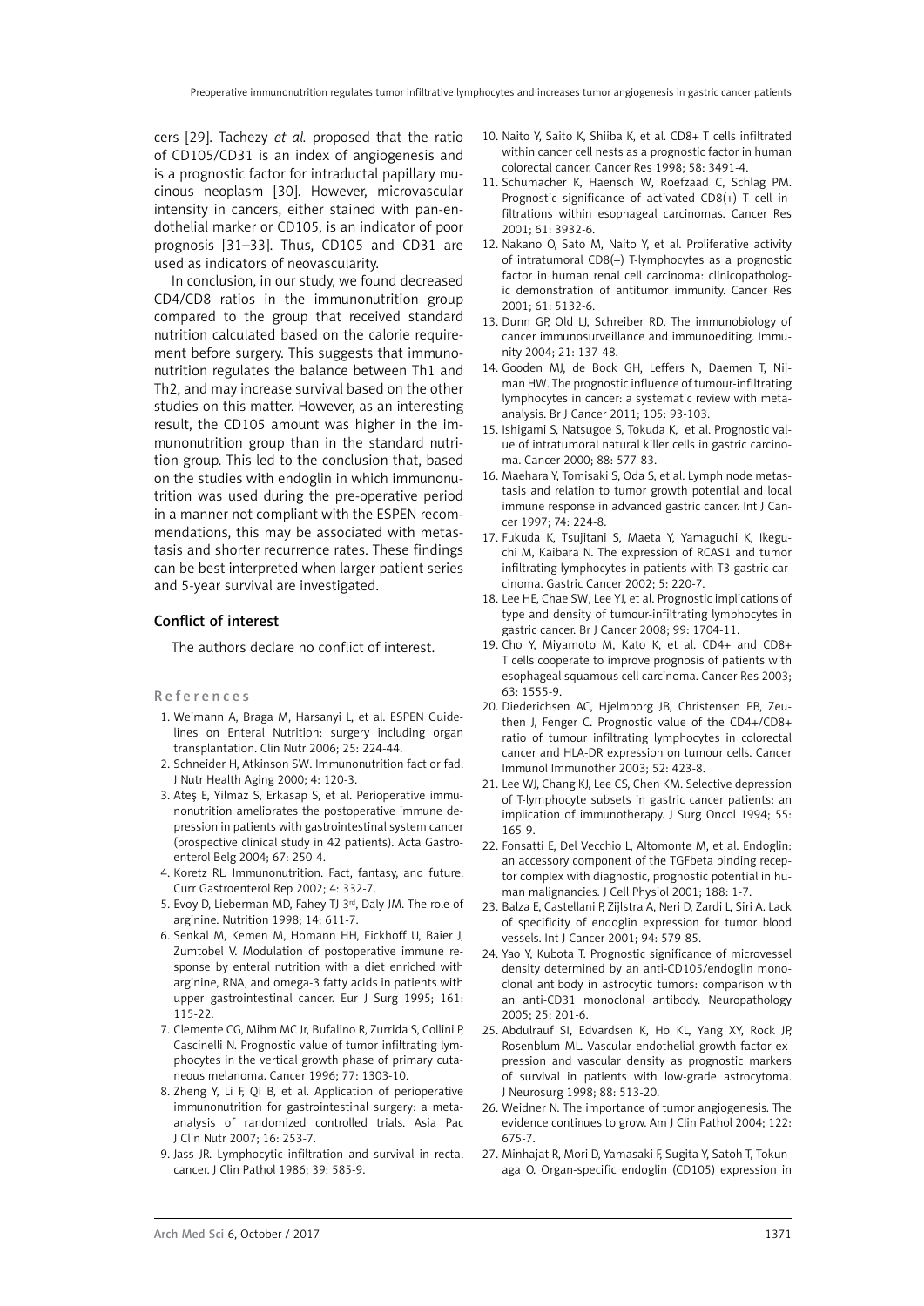cers [29]. Tachezy *et al.* proposed that the ratio of CD105/CD31 is an index of angiogenesis and is a prognostic factor for intraductal papillary mucinous neoplasm [30]. However, microvascular intensity in cancers, either stained with pan-endothelial marker or CD105, is an indicator of poor prognosis [31–33]. Thus, CD105 and CD31 are used as indicators of neovascularity.

In conclusion, in our study, we found decreased CD4/CD8 ratios in the immunonutrition group compared to the group that received standard nutrition calculated based on the calorie requirement before surgery. This suggests that immunonutrition regulates the balance between Th1 and Th2, and may increase survival based on the other studies on this matter. However, as an interesting result, the CD105 amount was higher in the immunonutrition group than in the standard nutrition group. This led to the conclusion that, based on the studies with endoglin in which immunonutrition was used during the pre-operative period in a manner not compliant with the ESPEN recommendations, this may be associated with metastasis and shorter recurrence rates. These findings can be best interpreted when larger patient series and 5-year survival are investigated.

## Conflict of interest

The authors declare no conflict of interest.

## References

1. Weimann A, Braga M, Harsanyi L, et al. ESPEN Guidelines on Enteral Nutrition: surgery including organ transplantation. Clin Nutr 2006; 25: 224-44.
2. Schneider H, Atkinson SW. Immunonutrition fact or fad. J Nutr Health Aging 2000; 4: 120-3.
3. Ateş E, Yilmaz S, Erkasap S, et al. Perioperative immunonutrition ameliorates the postoperative immune depression in patients with gastrointestinal system cancer (prospective clinical study in 42 patients). Acta Gastroenterol Belg 2004; 67: 250-4.
4. Koretz RL. Immunonutrition. Fact, fantasy, and future. Curr Gastroenterol Rep 2002; 4: 332-7.
5. Evoy D, Lieberman MD, Fahey TJ 3rd, Daly JM. The role of arginine. Nutrition 1998; 14: 611-7.
6. Senkal M, Kemen M, Homann HH, Eickhoff U, Baier J, Zumtobel V. Modulation of postoperative immune response by enteral nutrition with a diet enriched with arginine, RNA, and omega-3 fatty acids in patients with upper gastrointestinal cancer. Eur J Surg 1995; 161: 115-22.
7. Clemente CG, Mihm MC Jr, Bufalino R, Zurrida S, Collini P, Cascinelli N. Prognostic value of tumor infiltrating lymphocytes in the vertical growth phase of primary cutaneous melanoma. Cancer 1996; 77: 1303-10.
8. Zheng Y, Li F, Qi B, et al. Application of perioperative immunonutrition for gastrointestinal surgery: a meta-analysis of randomized controlled trials. Asia Pac J Clin Nutr 2007; 16: 253-7.
9. Jass JR. Lymphocytic infiltration and survival in rectal cancer. J Clin Pathol 1986; 39: 585-9.
10. Naito Y, Saito K, Shiiba K, et al. CD8+ T cells infiltrated within cancer cell nests as a prognostic factor in human colorectal cancer. Cancer Res 1998; 58: 3491-4.
11. Schumacher K, Haensch W, Roefzaad C, Schlag PM. Prognostic significance of activated CD8(+) T cell infiltrations within esophageal carcinomas. Cancer Res 2001; 61: 3932-6.
12. Nakano O, Sato M, Naito Y, et al. Proliferative activity of intratumoral CD8(+) T-lymphocytes as a prognostic factor in human renal cell carcinoma: clinicopathologic demonstration of antitumor immunity. Cancer Res 2001; 61: 5132-6.
13. Dunn GP, Old LJ, Schreiber RD. The immunobiology of cancer immunosurveillance and immunoediting. Immunity 2004; 21: 137-48.
14. Gooden MJ, de Bock GH, Leffers N, Daemen T, Nijman HW. The prognostic influence of tumour-infiltrating lymphocytes in cancer: a systematic review with meta-analysis. Br J Cancer 2011; 105: 93-103.
15. Ishigami S, Natsugoe S, Tokuda K, et al. Prognostic value of intratumoral natural killer cells in gastric carcinoma. Cancer 2000; 88: 577-83.
16. Maehara Y, Tomisaki S, Oda S, et al. Lymph node metastasis and relation to tumor growth potential and local immune response in advanced gastric cancer. Int J Cancer 1997; 74: 224-8.
17. Fukuda K, Tsujitani S, Maeta Y, Yamaguchi K, Ikeguchi M, Kaibara N. The expression of RCAS1 and tumor infiltrating lymphocytes in patients with T3 gastric carcinoma. Gastric Cancer 2002; 5: 220-7.
18. Lee HE, Chae SW, Lee YJ, et al. Prognostic implications of type and density of tumour-infiltrating lymphocytes in gastric cancer. Br J Cancer 2008; 99: 1704-11.
19. Cho Y, Miyamoto M, Kato K, et al. CD4+ and CD8+ T cells cooperate to improve prognosis of patients with esophageal squamous cell carcinoma. Cancer Res 2003; 63: 1555-9.
20. Diederichsen AC, Hjelmborg JB, Christensen PB, Zeuthen J, Fenger C. Prognostic value of the CD4+/CD8+ ratio of tumour infiltrating lymphocytes in colorectal cancer and HLA-DR expression on tumour cells. Cancer Immunol Immunother 2003; 52: 423-8.
21. Lee WJ, Chang KJ, Lee CS, Chen KM. Selective depression of T-lymphocyte subsets in gastric cancer patients: an implication of immunotherapy. J Surg Oncol 1994; 55: 165-9.
22. Fonsatti E, Del Vecchio L, Altomonte M, et al. Endoglin: an accessory component of the TGFbeta binding receptor complex with diagnostic, prognostic potential in human malignancies. J Cell Physiol 2001; 188: 1-7.
23. Balza E, Castellani P, Zijlstra A, Neri D, Zardi L, Siri A. Lack of specificity of endoglin expression for tumor blood vessels. Int J Cancer 2001; 94: 579-85.
24. Yao Y, Kubota T. Prognostic significance of microvessel density determined by an anti-CD105/endoglin monoclonal antibody in astrocytic tumors: comparison with an anti-CD31 monoclonal antibody. Neuropathology 2005; 25: 201-6.
25. Abdulrauf SI, Edvardsen K, Ho KL, Yang XY, Rock JP, Rosenblum ML. Vascular endothelial growth factor expression and vascular density as prognostic markers of survival in patients with low-grade astrocytoma. J Neurosurg 1998; 88: 513-20.
26. Weidner N. The importance of tumor angiogenesis. The evidence continues to grow. Am J Clin Pathol 2004; 122: 675-7.
27. Minhajat R, Mori D, Yamasaki F, Sugita Y, Satoh T, Tokunaga O. Organ-specific endoglin (CD105) expression in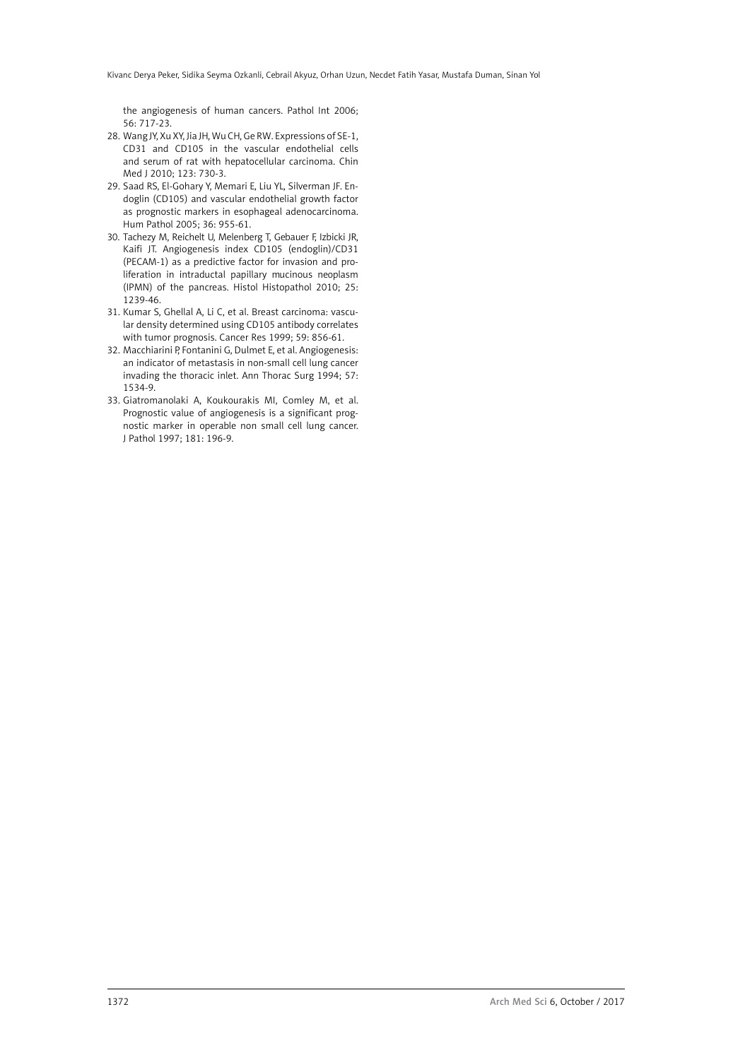the angiogenesis of human cancers. Pathol Int 2006; 56: 717-23.

28. Wang JY, Xu XY, Jia JH, Wu CH, Ge RW. Expressions of SE-1, CD31 and CD105 in the vascular endothelial cells and serum of rat with hepatocellular carcinoma. Chin Med J 2010; 123: 730-3.
29. Saad RS, El-Gohary Y, Memari E, Liu YL, Silverman JF. Endoglin (CD105) and vascular endothelial growth factor as prognostic markers in esophageal adenocarcinoma. Hum Pathol 2005; 36: 955-61.
30. Tachezy M, Reichelt U, Melenberg T, Gebauer F, Izbicki JR, Kaifi JT. Angiogenesis index CD105 (endoglin)/CD31 (PECAM-1) as a predictive factor for invasion and proliferation in intraductal papillary mucinous neoplasm (IPMN) of the pancreas. Histol Histopathol 2010; 25: 1239-46.
31. Kumar S, Ghellal A, Li C, et al. Breast carcinoma: vascular density determined using CD105 antibody correlates with tumor prognosis. Cancer Res 1999; 59: 856-61.
32. Macchiarini P, Fontanini G, Dulmet E, et al. Angiogenesis: an indicator of metastasis in non-small cell lung cancer invading the thoracic inlet. Ann Thorac Surg 1994; 57: 1534-9.
33. Giatromanolaki A, Koukourakis MI, Comley M, et al. Prognostic value of angiogenesis is a significant prognostic marker in operable non small cell lung cancer. J Pathol 1997; 181: 196-9.